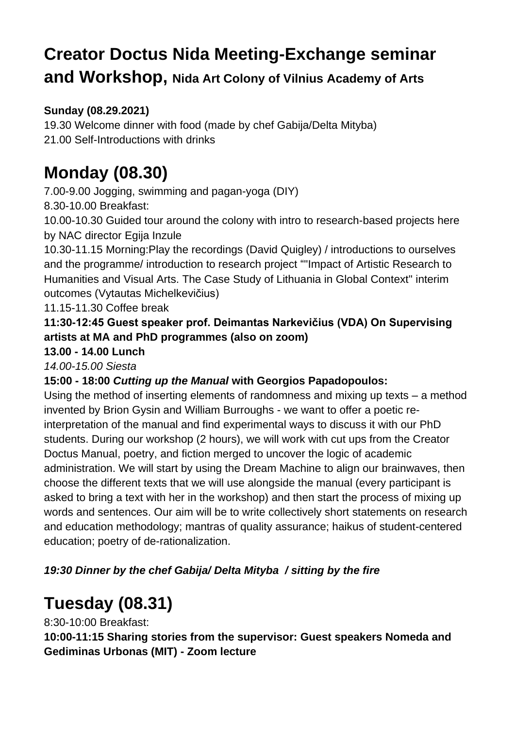# Creator Doctus Nida Meeting-Exchange seminar and Workshop, Nida Art Colony of Vilnius Academy of Arts

**Sunday (08.29.2021)**
19.30 Welcome dinner with food (made by chef Gabija/Delta Mityba)
21.00 Self-Introductions with drinks

# Monday (08.30)

7.00-9.00 Jogging, swimming and pagan-yoga (DIY)
8.30-10.00 Breakfast:
10.00-10.30 Guided tour around the colony with intro to research-based projects here by NAC director Egija Inzule
10.30-11.15 Morning:Play the recordings (David Quigley) / introductions to ourselves and the programme/ introduction to research project ""Impact of Artistic Research to Humanities and Visual Arts. The Case Study of Lithuania in Global Context" interim outcomes (Vytautas Michelkevičius)
11.15-11.30 Coffee break
**11:30-12:45 Guest speaker prof. Deimantas Narkevičius (VDA) On Supervising artists at MA and PhD programmes (also on zoom)**
**13.00 - 14.00 Lunch**
*14.00-15.00 Siesta*
**15:00 - 18:00 *Cutting up the Manual* with Georgios Papadopoulos:**
Using the method of inserting elements of randomness and mixing up texts – a method invented by Brion Gysin and William Burroughs - we want to offer a poetic re-interpretation of the manual and find experimental ways to discuss it with our PhD students. During our workshop (2 hours), we will work with cut ups from the Creator Doctus Manual, poetry, and fiction merged to uncover the logic of academic administration. We will start by using the Dream Machine to align our brainwaves, then choose the different texts that we will use alongside the manual (every participant is asked to bring a text with her in the workshop) and then start the process of mixing up words and sentences. Our aim will be to write collectively short statements on research and education methodology; mantras of quality assurance; haikus of student-centered education; poetry of de-rationalization.

***19:30 Dinner by the chef Gabija/ Delta Mityba / sitting by the fire***

# Tuesday (08.31)

8:30-10:00 Breakfast:
**10:00-11:15 Sharing stories from the supervisor: Guest speakers Nomeda and Gediminas Urbonas (MIT) - Zoom lecture**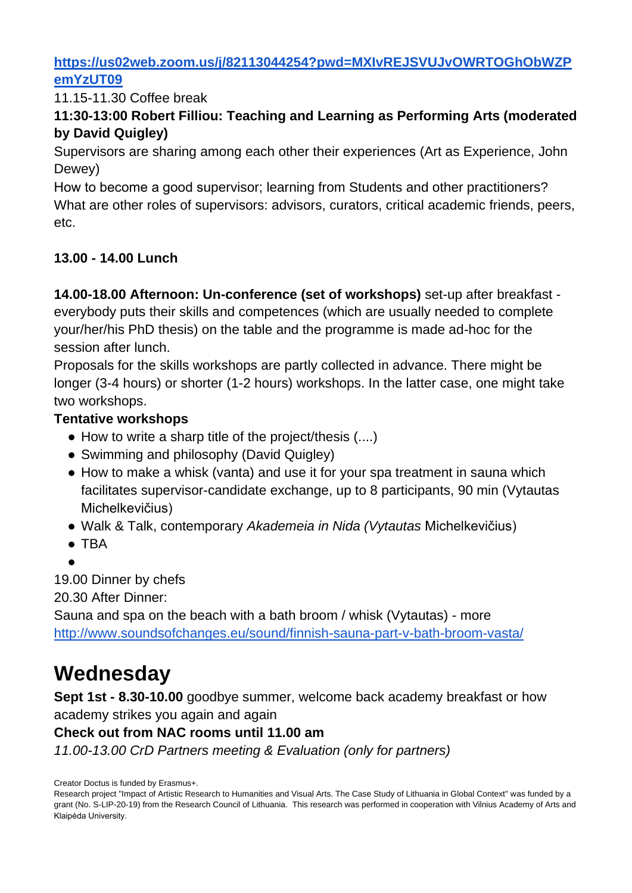**https://us02web.zoom.us/j/82113044254?pwd=MXIvREJSVUJvOWRTOGhObWZPemYzUT09**

11.15-11.30 Coffee break

**11:30-13:00 Robert Filliou: Teaching and Learning as Performing Arts (moderated by David Quigley)**

Supervisors are sharing among each other their experiences (Art as Experience, John Dewey)

How to become a good supervisor; learning from Students and other practitioners?

What are other roles of supervisors: advisors, curators, critical academic friends, peers, etc.

**13.00 - 14.00 Lunch**

**14.00-18.00 Afternoon: Un-conference (set of workshops)** set-up after breakfast - everybody puts their skills and competences (which are usually needed to complete your/her/his PhD thesis) on the table and the programme is made ad-hoc for the session after lunch.

Proposals for the skills workshops are partly collected in advance. There might be longer (3-4 hours) or shorter (1-2 hours) workshops. In the latter case, one might take two workshops.

**Tentative workshops**

- How to write a sharp title of the project/thesis (....)
- Swimming and philosophy (David Quigley)
- How to make a whisk (vanta) and use it for your spa treatment in sauna which facilitates supervisor-candidate exchange, up to 8 participants, 90 min (Vytautas Michelkevičius)
- Walk & Talk, contemporary *Akademeia in Nida (Vytautas* Michelkevičius)
- TBA
- 

19.00 Dinner by chefs

20.30 After Dinner:

Sauna and spa on the beach with a bath broom / whisk (Vytautas) - more http://www.soundsofchanges.eu/sound/finnish-sauna-part-v-bath-broom-vasta/

# Wednesday

**Sept 1st - 8.30-10.00** goodbye summer, welcome back academy breakfast or how academy strikes you again and again

**Check out from NAC rooms until 11.00 am**

*11.00-13.00 CrD Partners meeting & Evaluation (only for partners)*

Creator Doctus is funded by Erasmus+.

Research project "Impact of Artistic Research to Humanities and Visual Arts. The Case Study of Lithuania in Global Context" was funded by a grant (No. S-LIP-20-19) from the Research Council of Lithuania. This research was performed in cooperation with Vilnius Academy of Arts and Klaipėda University.